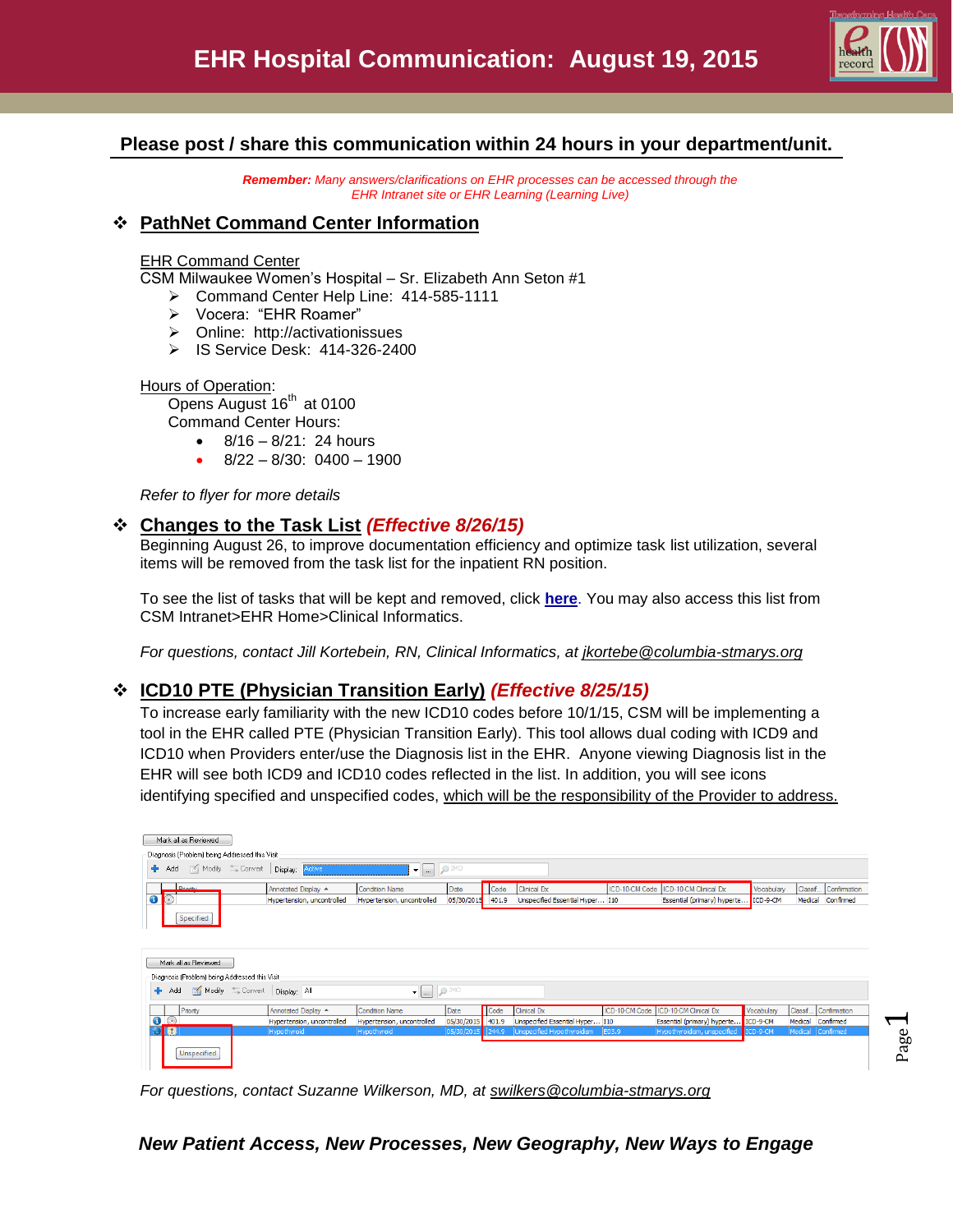# EHR Hospital Communication: August 19, 2015

**Please post / share this communication within 24 hours in your department/unit.**

***Remember:*** *Many answers/clarifications on EHR processes can be accessed through the EHR Intranet site or EHR Learning (Learning Live)*

## ❖ PathNet Command Center Information

EHR Command Center
CSM Milwaukee Women's Hospital – Sr. Elizabeth Ann Seton #1

- Command Center Help Line: 414-585-1111
- Vocera: "EHR Roamer"
- Online: http://activationissues
- IS Service Desk: 414-326-2400

Hours of Operation:
Opens August 16th at 0100
Command Center Hours:

- 8/16 – 8/21: 24 hours
- 8/22 – 8/30: 0400 – 1900

*Refer to flyer for more details*

## ❖ Changes to the Task List *(Effective 8/26/15)*

Beginning August 26, to improve documentation efficiency and optimize task list utilization, several items will be removed from the task list for the inpatient RN position.

To see the list of tasks that will be kept and removed, click **here**. You may also access this list from CSM Intranet>EHR Home>Clinical Informatics.

*For questions, contact Jill Kortebein, RN, Clinical Informatics, at jkortebe@columbia-stmarys.org*

## ❖ ICD10 PTE (Physician Transition Early) *(Effective 8/25/15)*

To increase early familiarity with the new ICD10 codes before 10/1/15, CSM will be implementing a tool in the EHR called PTE (Physician Transition Early). This tool allows dual coding with ICD9 and ICD10 when Providers enter/use the Diagnosis list in the EHR. Anyone viewing Diagnosis list in the EHR will see both ICD9 and ICD10 codes reflected in the list. In addition, you will see icons identifying specified and unspecified codes, which will be the responsibility of the Provider to address.

Mark all as Reviewed
Diagnosis (Problem) being Addressed this Visit
Display: Active

| Priority | Annotated Display | Condition Name | Date | Code | Clinical Dx | ICD-10-CM Code | ICD-10-CM Clinical Dx | Vocabulary | Classif... | Confirmation |
|---|---|---|---|---|---|---|---|---|---|---|
| | Hypertension, uncontrolled | Hypertension, uncontrolled | 05/30/2015 | 401.9 | Unspecified Essential Hyper... | I10 | Essential (primary) hyperte... | ICD-9-CM | Medical | Confirmed |

Specified

Mark all as Reviewed
Diagnosis (Problem) being Addressed this Visit
Display: All

| Priority | Annotated Display | Condition Name | Date | Code | Clinical Dx | ICD-10-CM Code | ICD-10-CM Clinical Dx | Vocabulary | Classif... | Confirmation |
|---|---|---|---|---|---|---|---|---|---|---|
| | Hypertension, uncontrolled | Hypertension, uncontrolled | 05/30/2015 | 401.9 | Unspecified Essential Hyper... | I10 | Essential (primary) hyperte... | ICD-9-CM | Medical | Confirmed |
| | Hypothyroid | Hypothyroid | 05/30/2015 | 244.9 | Unspecified Hypothyroidism | E03.9 | Hypothyroidism, unspecified | ICD-9-CM | Medical | Confirmed |

Unspecified

*For questions, contact Suzanne Wilkerson, MD, at swilkers@columbia-stmarys.org*

***New Patient Access, New Processes, New Geography, New Ways to Engage***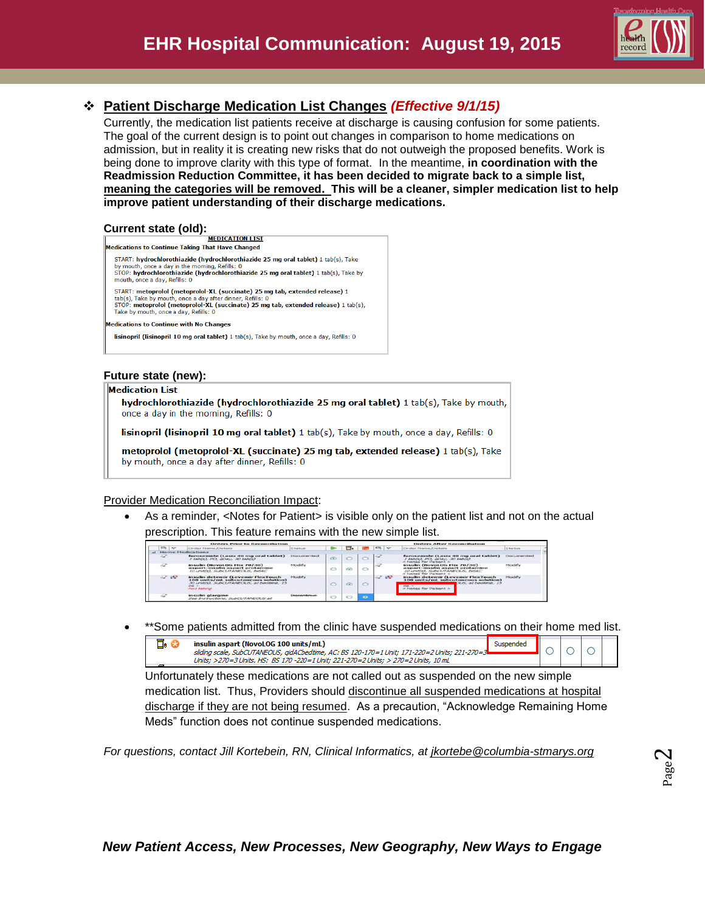# EHR Hospital Communication: August 19, 2015

## Patient Discharge Medication List Changes *(Effective 9/1/15)*

Currently, the medication list patients receive at discharge is causing confusion for some patients. The goal of the current design is to point out changes in comparison to home medications on admission, but in reality it is creating new risks that do not outweigh the proposed benefits. Work is being done to improve clarity with this type of format. In the meantime, **in coordination with the Readmission Reduction Committee, it has been decided to migrate back to a simple list, meaning the categories will be removed. This will be a cleaner, simpler medication list to help improve patient understanding of their discharge medications.**

**Current state (old):**

MEDICATION LIST

Medications to Continue Taking That Have Changed

START: **hydrochlorothiazide (hydrochlorothiazide 25 mg oral tablet)** 1 tab(s), Take by mouth, once a day in the morning, Refills: 0
STOP: **hydrochlorothiazide (hydrochlorothiazide 25 mg oral tablet)** 1 tab(s), Take by mouth, once a day, Refills: 0

START: **metoprolol (metoprolol-XL (succinate) 25 mg tab, extended release)** 1 tab(s), Take by mouth, once a day after dinner, Refills: 0
STOP: **metoprolol (metoprolol-XL (succinate) 25 mg tab, extended release)** 1 tab(s), Take by mouth, once a day, Refills: 0

Medications to Continue with No Changes

**lisinopril (lisinopril 10 mg oral tablet)** 1 tab(s), Take by mouth, once a day, Refills: 0

**Future state (new):**

**Medication List**

**hydrochlorothiazide (hydrochlorothiazide 25 mg oral tablet)** 1 tab(s), Take by mouth, once a day in the morning, Refills: 0

**lisinopril (lisinopril 10 mg oral tablet)** 1 tab(s), Take by mouth, once a day, Refills: 0

**metoprolol (metoprolol-XL (succinate) 25 mg tab, extended release)** 1 tab(s), Take by mouth, once a day after dinner, Refills: 0

Provider Medication Reconciliation Impact:

- As a reminder, <Notes for Patient> is visible only on the patient list and not on the actual prescription. This feature remains with the new simple list.

- **Some patients admitted from the clinic have suspended medications on their home med list.

  insulin aspart (NovoLOG 100 units/mL) — Suspended

  Unfortunately these medications are not called out as suspended on the new simple medication list. Thus, Providers should discontinue all suspended medications at hospital discharge if they are not being resumed. As a precaution, "Acknowledge Remaining Home Meds" function does not continue suspended medications.

*For questions, contact Jill Kortebein, RN, Clinical Informatics, at jkortebe@columbia-stmarys.org*

***New Patient Access, New Processes, New Geography, New Ways to Engage***